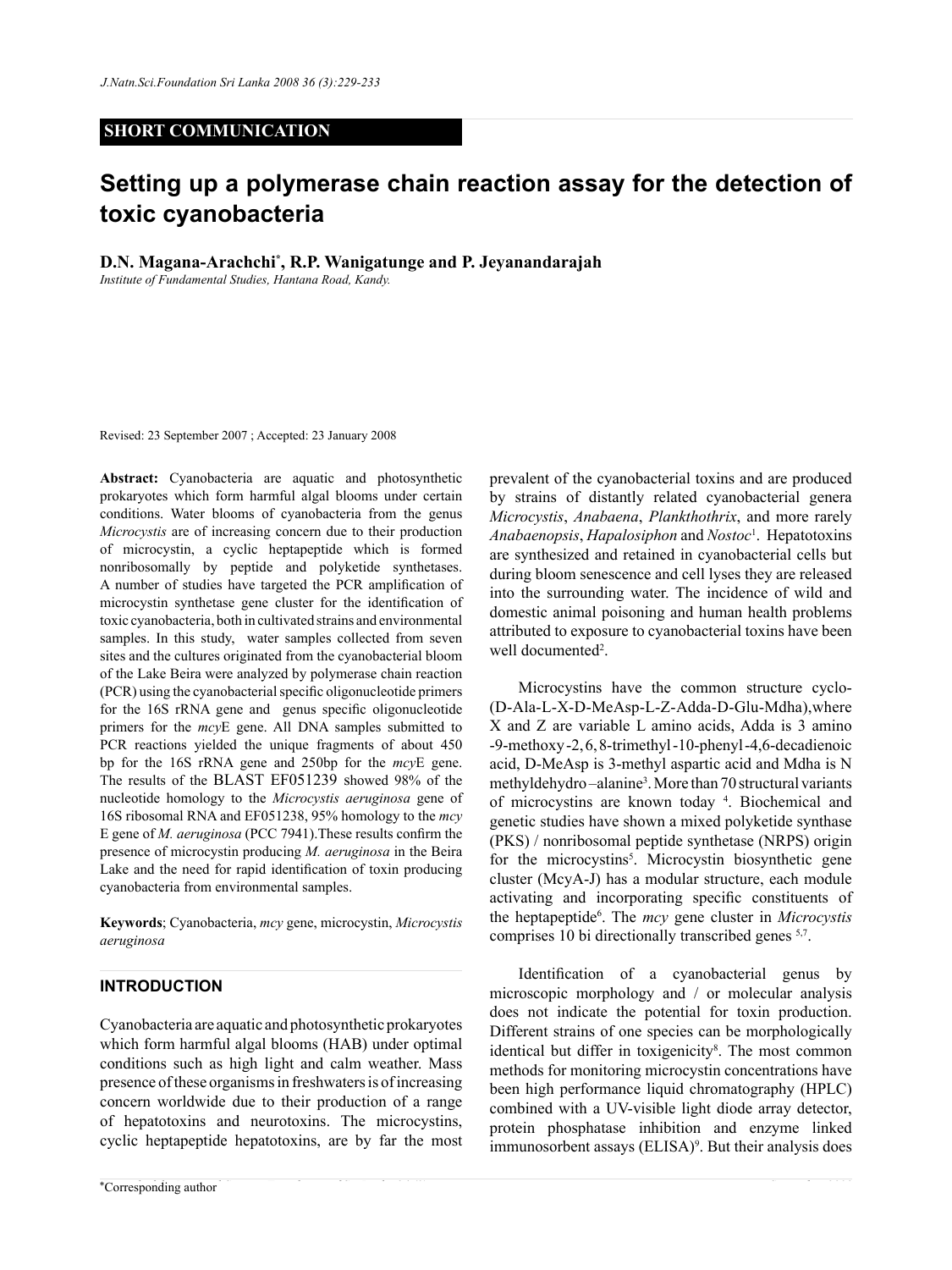SHORT COMMUNICATION

# Setting up a polymerase chain reaction assay for the detection of toxic cyanobacteria

**D.N. Magana-Arachchi*, R.P. Wanigatunge and P. Jeyanandarajah**

*Institute of Fundamental Studies, Hantana Road, Kandy.*

Revised: 23 September 2007 ; Accepted: 23 January 2008

**Abstract:** Cyanobacteria are aquatic and photosynthetic prokaryotes which form harmful algal blooms under certain conditions. Water blooms of cyanobacteria from the genus *Microcystis* are of increasing concern due to their production of microcystin, a cyclic heptapeptide which is formed nonribosomally by peptide and polyketide synthetases. A number of studies have targeted the PCR amplification of microcystin synthetase gene cluster for the identification of toxic cyanobacteria, both in cultivated strains and environmental samples. In this study, water samples collected from seven sites and the cultures originated from the cyanobacterial bloom of the Lake Beira were analyzed by polymerase chain reaction (PCR) using the cyanobacterial specific oligonucleotide primers for the 16S rRNA gene and genus specific oligonucleotide primers for the *mcy*E gene. All DNA samples submitted to PCR reactions yielded the unique fragments of about 450 bp for the 16S rRNA gene and 250bp for the *mcy*E gene. The results of the BLAST EF051239 showed 98% of the nucleotide homology to the *Microcystis aeruginosa* gene of 16S ribosomal RNA and EF051238, 95% homology to the *mcy* E gene of *M. aeruginosa* (PCC 7941).These results confirm the presence of microcystin producing *M. aeruginosa* in the Beira Lake and the need for rapid identification of toxin producing cyanobacteria from environmental samples.

**Keywords**; Cyanobacteria, *mcy* gene, microcystin, *Microcystis aeruginosa*

## INTRODUCTION

Cyanobacteria are aquatic and photosynthetic prokaryotes which form harmful algal blooms (HAB) under optimal conditions such as high light and calm weather. Mass presence of these organisms in freshwaters is of increasing concern worldwide due to their production of a range of hepatotoxins and neurotoxins. The microcystins, cyclic heptapeptide hepatotoxins, are by far the most prevalent of the cyanobacterial toxins and are produced by strains of distantly related cyanobacterial genera *Microcystis*, *Anabaena*, *Plankthothrix*, and more rarely *Anabaenopsis*, *Hapalosiphon* and *Nostoc*[1]. Hepatotoxins are synthesized and retained in cyanobacterial cells but during bloom senescence and cell lyses they are released into the surrounding water. The incidence of wild and domestic animal poisoning and human health problems attributed to exposure to cyanobacterial toxins have been well documented[2].

Microcystins have the common structure cyclo-(D-Ala-L-X-D-MeAsp-L-Z-Adda-D-Glu-Mdha),where X and Z are variable L amino acids, Adda is 3 amino -9-methoxy-2,6,8-trimethyl-10-phenyl-4,6-decadienoic acid, D-MeAsp is 3-methyl aspartic acid and Mdha is N methyldehydro –alanine[3]. More than 70 structural variants of microcystins are known today [4]. Biochemical and genetic studies have shown a mixed polyketide synthase (PKS) / nonribosomal peptide synthetase (NRPS) origin for the microcystins[5]. Microcystin biosynthetic gene cluster (McyA-J) has a modular structure, each module activating and incorporating specific constituents of the heptapeptide[6]. The *mcy* gene cluster in *Microcystis* comprises 10 bi directionally transcribed genes [5,7].

Identification of a cyanobacterial genus by microscopic morphology and / or molecular analysis does not indicate the potential for toxin production. Different strains of one species can be morphologically identical but differ in toxigenicity[8]. The most common methods for monitoring microcystin concentrations have been high performance liquid chromatography (HPLC) combined with a UV-visible light diode array detector, protein phosphatase inhibition and enzyme linked immunosorbent assays (ELISA)[9]. But their analysis does

*Corresponding author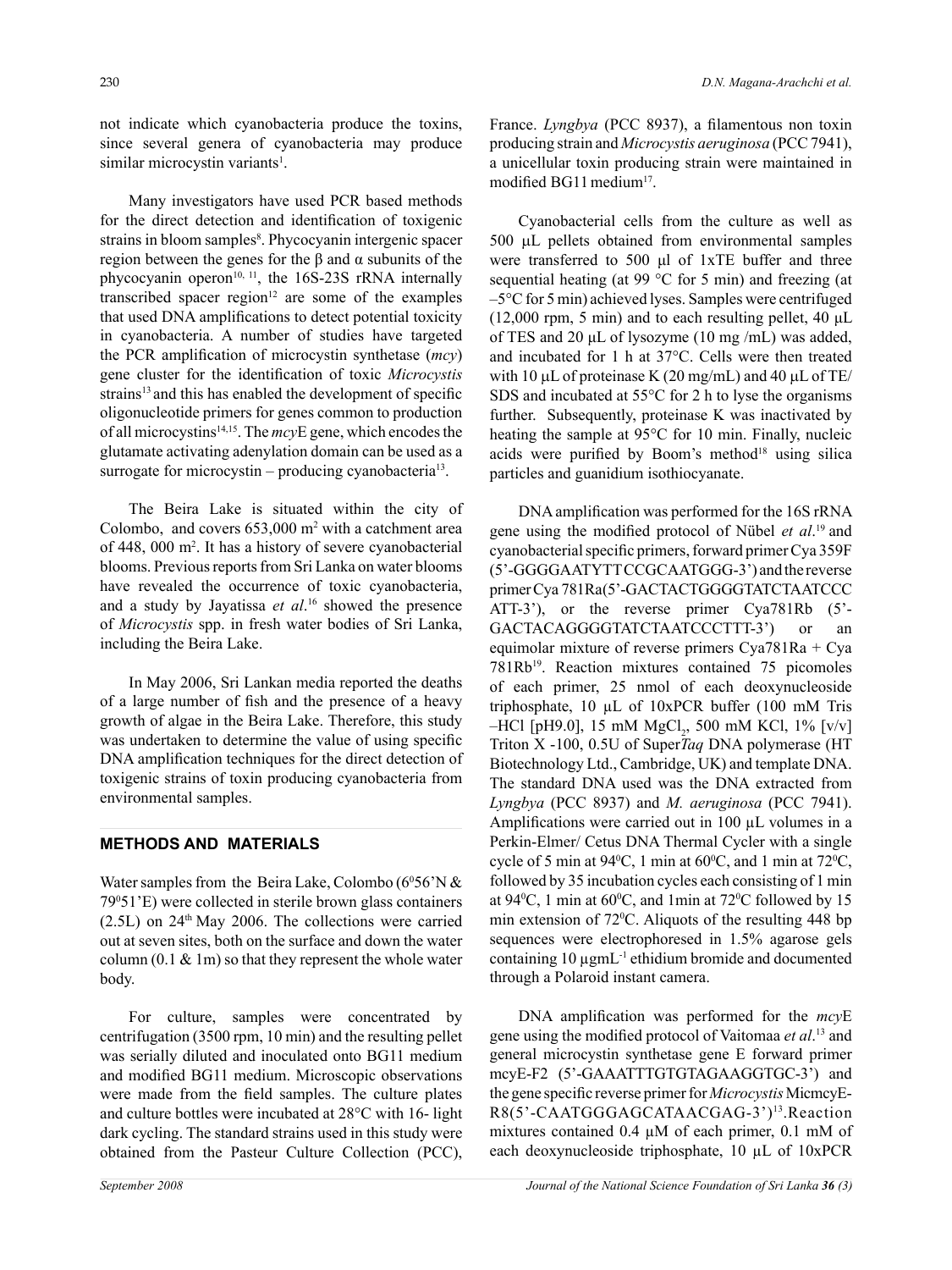not indicate which cyanobacteria produce the toxins, since several genera of cyanobacteria may produce similar microcystin variants[1].

Many investigators have used PCR based methods for the direct detection and identification of toxigenic strains in bloom samples[8]. Phycocyanin intergenic spacer region between the genes for the β and α subunits of the phycocyanin operon[10, 11], the 16S-23S rRNA internally transcribed spacer region[12] are some of the examples that used DNA amplifications to detect potential toxicity in cyanobacteria. A number of studies have targeted the PCR amplification of microcystin synthetase (*mcy*) gene cluster for the identification of toxic *Microcystis* strains[13] and this has enabled the development of specific oligonucleotide primers for genes common to production of all microcystins[14,15]. The *mcy*E gene, which encodes the glutamate activating adenylation domain can be used as a surrogate for microcystin – producing cyanobacteria[13].

The Beira Lake is situated within the city of Colombo, and covers 653,000 $m^2$ with a catchment area of 448, 000 $m^2$. It has a history of severe cyanobacterial blooms. Previous reports from Sri Lanka on water blooms have revealed the occurrence of toxic cyanobacteria, and a study by Jayatissa *et al*.[16] showed the presence of *Microcystis* spp. in fresh water bodies of Sri Lanka, including the Beira Lake.

In May 2006, Sri Lankan media reported the deaths of a large number of fish and the presence of a heavy growth of algae in the Beira Lake. Therefore, this study was undertaken to determine the value of using specific DNA amplification techniques for the direct detection of toxigenic strains of toxin producing cyanobacteria from environmental samples.

## METHODS AND MATERIALS

Water samples from the Beira Lake, Colombo ($6^0$56'N & $79^0$51'E) were collected in sterile brown glass containers (2.5L) on 24th May 2006. The collections were carried out at seven sites, both on the surface and down the water column (0.1 & 1m) so that they represent the whole water body.

For culture, samples were concentrated by centrifugation (3500 rpm, 10 min) and the resulting pellet was serially diluted and inoculated onto BG11 medium and modified BG11 medium. Microscopic observations were made from the field samples. The culture plates and culture bottles were incubated at 28°C with 16- light dark cycling. The standard strains used in this study were obtained from the Pasteur Culture Collection (PCC), France. *Lyngbya* (PCC 8937), a filamentous non toxin producing strain and *Microcystis aeruginosa* (PCC 7941), a unicellular toxin producing strain were maintained in modified BG11 medium[17].

Cyanobacterial cells from the culture as well as 500 µL pellets obtained from environmental samples were transferred to 500 µl of 1xTE buffer and three sequential heating (at 99 °C for 5 min) and freezing (at –5°C for 5 min) achieved lyses. Samples were centrifuged (12,000 rpm, 5 min) and to each resulting pellet, 40 µL of TES and 20 µL of lysozyme (10 mg /mL) was added, and incubated for 1 h at 37°C. Cells were then treated with 10 µL of proteinase K (20 mg/mL) and 40 µL of TE/SDS and incubated at 55°C for 2 h to lyse the organisms further. Subsequently, proteinase K was inactivated by heating the sample at 95°C for 10 min. Finally, nucleic acids were purified by Boom's method[18] using silica particles and guanidium isothiocyanate.

DNA amplification was performed for the 16S rRNA gene using the modified protocol of Nübel *et al*.[19] and cyanobacterial specific primers, forward primer Cya 359F (5'-GGGGAATYTTCCGCAATGGG-3') and the reverse primer Cya 781Ra(5'-GACTACTGGGGTATCTAATCCC ATT-3'), or the reverse primer Cya781Rb (5'-GACTACAGGGGTATCTAATCCCTTT-3') or an equimolar mixture of reverse primers Cya781Ra + Cya 781Rb[19]. Reaction mixtures contained 75 picomoles of each primer, 25 nmol of each deoxynucleoside triphosphate, 10 µL of 10xPCR buffer (100 mM Tris –HCl [pH9.0], 15 mM $MgCl_2$, 500 mM KCl, 1% [v/v] Triton X -100, 0.5U of Super*Taq* DNA polymerase (HT Biotechnology Ltd., Cambridge, UK) and template DNA. The standard DNA used was the DNA extracted from *Lyngbya* (PCC 8937) and *M. aeruginosa* (PCC 7941). Amplifications were carried out in 100 µL volumes in a Perkin-Elmer/ Cetus DNA Thermal Cycler with a single cycle of 5 min at $94^0$C, 1 min at $60^0$C, and 1 min at $72^0$C, followed by 35 incubation cycles each consisting of 1 min at $94^0$C, 1 min at $60^0$C, and 1min at $72^0$C followed by 15 min extension of $72^0$C. Aliquots of the resulting 448 bp sequences were electrophoresed in 1.5% agarose gels containing 10 $\mu g mL^{-1}$ ethidium bromide and documented through a Polaroid instant camera.

DNA amplification was performed for the *mcy*E gene using the modified protocol of Vaitomaa *et al*.[13] and general microcystin synthetase gene E forward primer mcyE-F2 (5'-GAAATTTGTGTAGAAGGTGC-3') and the gene specific reverse primer for *Microcystis* MicmcyE-R8(5'-CAATGGGAGCATAACGAG-3')[13]. Reaction mixtures contained 0.4 µM of each primer, 0.1 mM of each deoxynucleoside triphosphate, 10 µL of 10xPCR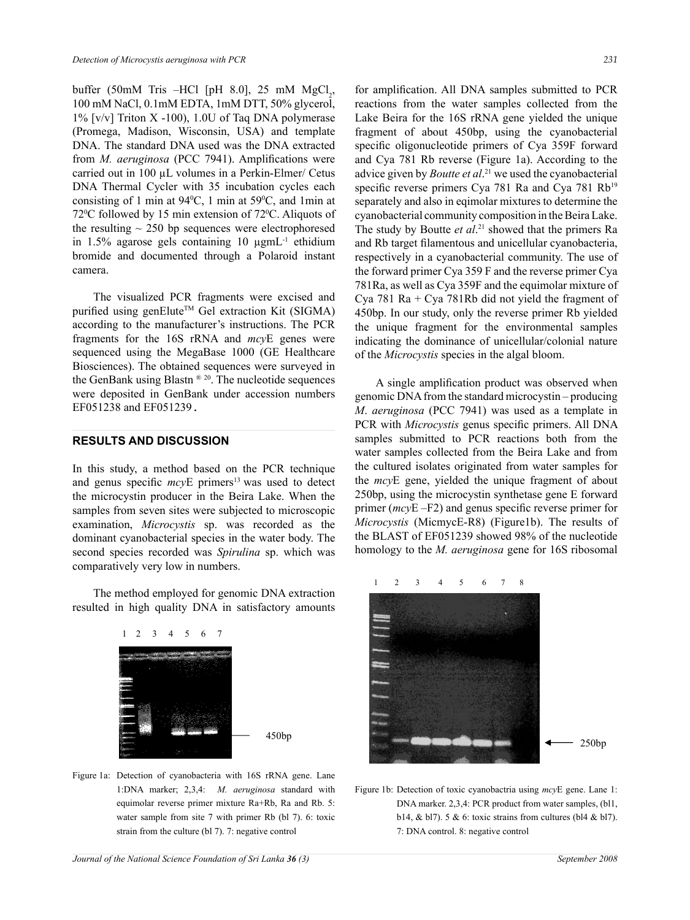buffer (50mM Tris –HCl [pH 8.0], 25 mM $MgCl_2$, 100 mM NaCl, 0.1mM EDTA, 1mM DTT, 50% glycerol, 1% [v/v] Triton X -100), 1.0U of Taq DNA polymerase (Promega, Madison, Wisconsin, USA) and template DNA. The standard DNA used was the DNA extracted from *M. aeruginosa* (PCC 7941). Amplifications were carried out in 100 µL volumes in a Perkin-Elmer/ Cetus DNA Thermal Cycler with 35 incubation cycles each consisting of 1 min at $94^0$C, 1 min at $59^0$C, and 1min at $72^0$C followed by 15 min extension of $72^0$C. Aliquots of the resulting ~ 250 bp sequences were electrophoresed in 1.5% agarose gels containing 10 µg$mL^{-1}$ ethidium bromide and documented through a Polaroid instant camera.

The visualized PCR fragments were excised and purified using genElute™ Gel extraction Kit (SIGMA) according to the manufacturer's instructions. The PCR fragments for the 16S rRNA and *mcy*E genes were sequenced using the MegaBase 1000 (GE Healthcare Biosciences). The obtained sequences were surveyed in the GenBank using Blastn ® [20]. The nucleotide sequences were deposited in GenBank under accession numbers EF051238 and EF051239.

## RESULTS AND DISCUSSION

In this study, a method based on the PCR technique and genus specific *mcy*E primers[13] was used to detect the microcystin producer in the Beira Lake. When the samples from seven sites were subjected to microscopic examination, *Microcystis* sp. was recorded as the dominant cyanobacterial species in the water body. The second species recorded was *Spirulina* sp. which was comparatively very low in numbers.

The method employed for genomic DNA extraction resulted in high quality DNA in satisfactory amounts for amplification. All DNA samples submitted to PCR reactions from the water samples collected from the Lake Beira for the 16S rRNA gene yielded the unique fragment of about 450bp, using the cyanobacterial specific oligonucleotide primers of Cya 359F forward and Cya 781 Rb reverse (Figure 1a). According to the advice given by *Boutte et al*.[21] we used the cyanobacterial specific reverse primers Cya 781 Ra and Cya 781 Rb[19] separately and also in eqimolar mixtures to determine the cyanobacterial community composition in the Beira Lake. The study by Boutte *et al*.[21] showed that the primers Ra and Rb target filamentous and unicellular cyanobacteria, respectively in a cyanobacterial community. The use of the forward primer Cya 359 F and the reverse primer Cya 781Ra, as well as Cya 359F and the equimolar mixture of Cya 781 Ra + Cya 781Rb did not yield the fragment of 450bp. In our study, only the reverse primer Rb yielded the unique fragment for the environmental samples indicating the dominance of unicellular/colonial nature of the *Microcystis* species in the algal bloom.

A single amplification product was observed when genomic DNA from the standard microcystin – producing *M*. *aeruginosa* (PCC 7941) was used as a template in PCR with *Microcystis* genus specific primers. All DNA samples submitted to PCR reactions both from the water samples collected from the Beira Lake and from the cultured isolates originated from water samples for the *mcy*E gene, yielded the unique fragment of about 250bp, using the microcystin synthetase gene E forward primer (*mcy*E –F2) and genus specific reverse primer for *Microcystis* (MicmycE-R8) (Figure1b). The results of the BLAST of EF051239 showed 98% of the nucleotide homology to the *M. aeruginosa* gene for 16S ribosomal

Figure 1a: Detection of cyanobacteria with 16S rRNA gene. Lane 1:DNA marker; 2,3,4: *M. aeruginosa* standard with equimolar reverse primer mixture Ra+Rb, Ra and Rb. 5: water sample from site 7 with primer Rb (bl 7). 6: toxic strain from the culture (bl 7). 7: negative control

Figure 1b: Detection of toxic cyanobactria using *mcy*E gene. Lane 1: DNA marker. 2,3,4: PCR product from water samples, (bl1, b14, & bl7). 5 & 6: toxic strains from cultures (bl4 & bl7). 7: DNA control. 8: negative control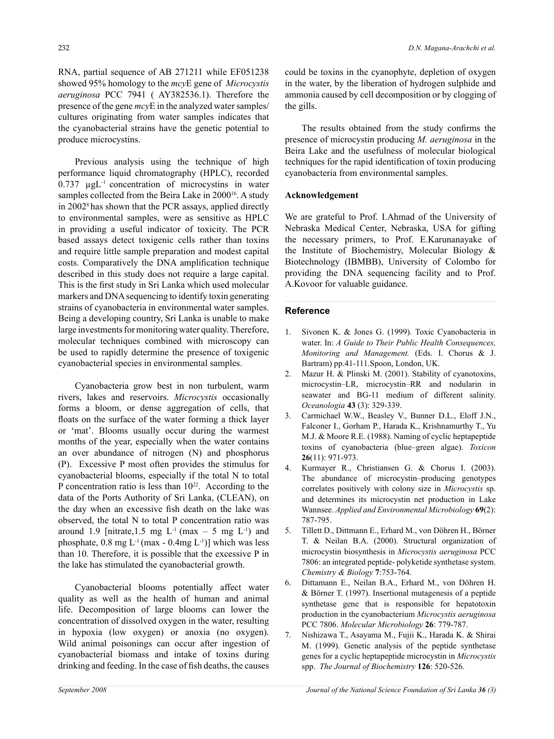RNA, partial sequence of AB 271211 while EF051238 showed 95% homology to the *mcy*E gene of *Microcystis aeruginosa* PCC 7941 ( AY382536.1). Therefore the presence of the gene *mcy*E in the analyzed water samples/ cultures originating from water samples indicates that the cyanobacterial strains have the genetic potential to produce microcystins.

Previous analysis using the technique of high performance liquid chromatography (HPLC), recorded 0.737 $\mu gL^{-1}$ concentration of microcystins in water samples collected from the Beira Lake in 2000[16]. A study in 2002[8] has shown that the PCR assays, applied directly to environmental samples, were as sensitive as HPLC in providing a useful indicator of toxicity. The PCR based assays detect toxigenic cells rather than toxins and require little sample preparation and modest capital costs. Comparatively the DNA amplification technique described in this study does not require a large capital. This is the first study in Sri Lanka which used molecular markers and DNA sequencing to identify toxin generating strains of cyanobacteria in environmental water samples. Being a developing country, Sri Lanka is unable to make large investments for monitoring water quality. Therefore, molecular techniques combined with microscopy can be used to rapidly determine the presence of toxigenic cyanobacterial species in environmental samples.

Cyanobacteria grow best in non turbulent, warm rivers, lakes and reservoirs. *Microcystis* occasionally forms a bloom, or dense aggregation of cells, that floats on the surface of the water forming a thick layer or 'mat'. Blooms usually occur during the warmest months of the year, especially when the water contains an over abundance of nitrogen (N) and phosphorus (P). Excessive P most often provides the stimulus for cyanobacterial blooms, especially if the total N to total P concentration ratio is less than 10[22]. According to the data of the Ports Authority of Sri Lanka, (CLEAN), on the day when an excessive fish death on the lake was observed, the total N to total P concentration ratio was around 1.9 [nitrate,1.5 mg $L^{-1}$ (max – 5 mg $L^{-1}$) and phosphate, 0.8 mg $L^{-1}$ (max - 0.4mg $L^{-1}$)] which was less than 10. Therefore, it is possible that the excessive P in the lake has stimulated the cyanobacterial growth.

Cyanobacterial blooms potentially affect water quality as well as the health of human and animal life. Decomposition of large blooms can lower the concentration of dissolved oxygen in the water, resulting in hypoxia (low oxygen) or anoxia (no oxygen). Wild animal poisonings can occur after ingestion of cyanobacterial biomass and intake of toxins during drinking and feeding. In the case of fish deaths, the causes could be toxins in the cyanophyte, depletion of oxygen in the water, by the liberation of hydrogen sulphide and ammonia caused by cell decomposition or by clogging of the gills.

The results obtained from the study confirms the presence of microcystin producing *M. aeruginosa* in the Beira Lake and the usefulness of molecular biological techniques for the rapid identification of toxin producing cyanobacteria from environmental samples.

**Acknowledgement**

We are grateful to Prof. I.Ahmad of the University of Nebraska Medical Center, Nebraska, USA for gifting the necessary primers, to Prof. E.Karunanayake of the Institute of Biochemistry, Molecular Biology & Biotechnology (IBMBB), University of Colombo for providing the DNA sequencing facility and to Prof. A.Kovoor for valuable guidance.

## Reference

1. Sivonen K. & Jones G. (1999). Toxic Cyanobacteria in water. In: *A Guide to Their Public Health Consequences, Monitoring and Management.* (Eds. I. Chorus & J. Bartram) pp.41-111.Spoon, London, UK.
2. Mazur H. & Plinski M. (2001). Stability of cyanotoxins, microcystin–LR, microcystin–RR and nodularin in seawater and BG-11 medium of different salinity. *Oceanologia* **43** (3): 329-339.
3. Carmichael W.W., Beasley V., Bunner D.L., Eloff J.N., Falconer I., Gorham P., Harada K., Krishnamurthy T., Yu M.J. & Moore R.E. (1988). Naming of cyclic heptapeptide toxins of cyanobacteria (blue–green algae). *Toxicon* **26**(11): 971-973.
4. Kurmayer R., Christiansen G. & Chorus I. (2003). The abundance of microcystin–producing genotypes correlates positively with colony size in *Microcystis* sp. and determines its microcystin net production in Lake Wannsee. *Applied and Environmental Microbiology* **69**(2): 787-795.
5. Tillett D., Dittmann E., Erhard M., von Döhren H., Börner T. & Neilan B.A. (2000). Structural organization of microcystin biosynthesis in *Microcystis aeruginosa* PCC 7806: an integrated peptide- polyketide synthetase system. *Chemistry & Biology* **7**:753-764.
6. Dittamann E., Neilan B.A., Erhard M., von Döhren H. & Börner T. (1997). Insertional mutagenesis of a peptide synthetase gene that is responsible for hepatotoxin production in the cyanobacterium *Microcystis aeruginosa* PCC 7806. *Molecular Microbiology* **26**: 779-787.
7. Nishizawa T., Asayama M., Fujii K., Harada K. & Shirai M. (1999). Genetic analysis of the peptide synthetase genes for a cyclic heptapeptide microcystin in *Microcystis* spp. *The Journal of Biochemistry* **126**: 520-526.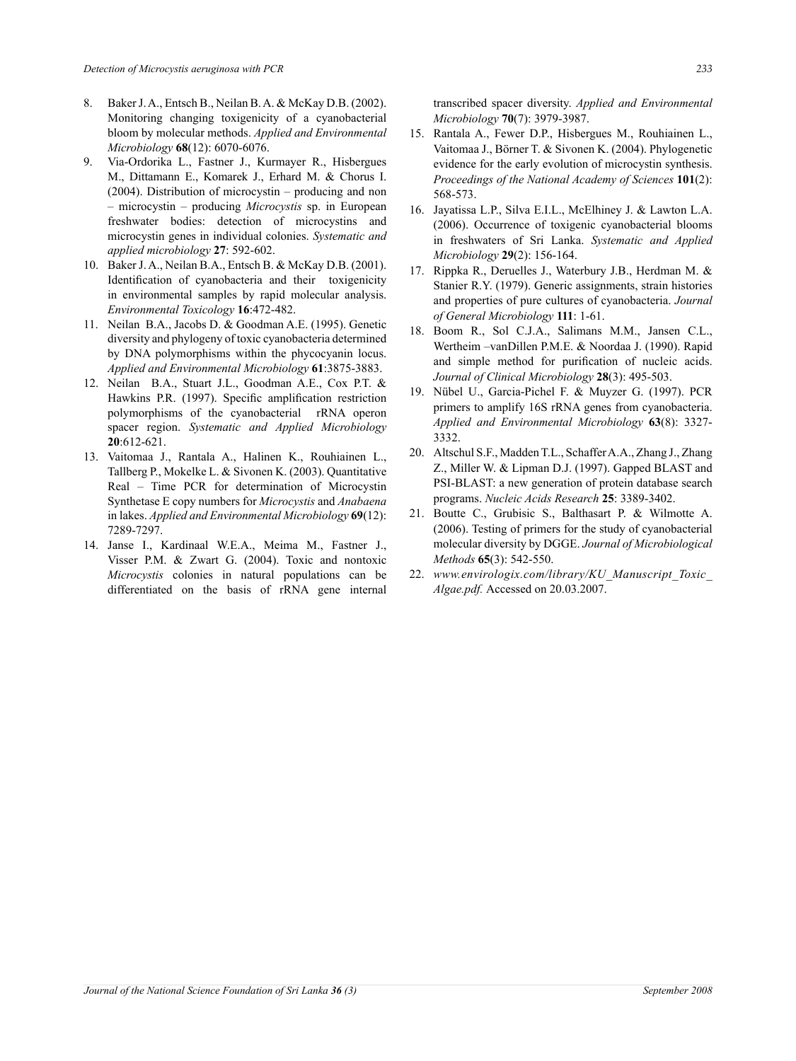8. Baker J. A., Entsch B., Neilan B. A. & McKay D.B. (2002). Monitoring changing toxigenicity of a cyanobacterial bloom by molecular methods. *Applied and Environmental Microbiology* **68**(12): 6070-6076.
9. Via-Ordorika L., Fastner J., Kurmayer R., Hisbergues M., Dittamann E., Komarek J., Erhard M. & Chorus I. (2004). Distribution of microcystin – producing and non – microcystin – producing *Microcystis* sp. in European freshwater bodies: detection of microcystins and microcystin genes in individual colonies. *Systematic and applied microbiology* **27**: 592-602.
10. Baker J. A., Neilan B.A., Entsch B. & McKay D.B. (2001). Identification of cyanobacteria and their toxigenicity in environmental samples by rapid molecular analysis. *Environmental Toxicology* **16**:472-482.
11. Neilan B.A., Jacobs D. & Goodman A.E. (1995). Genetic diversity and phylogeny of toxic cyanobacteria determined by DNA polymorphisms within the phycocyanin locus. *Applied and Environmental Microbiology* **61**:3875-3883.
12. Neilan B.A., Stuart J.L., Goodman A.E., Cox P.T. & Hawkins P.R. (1997). Specific amplification restriction polymorphisms of the cyanobacterial rRNA operon spacer region. *Systematic and Applied Microbiology* **20**:612-621.
13. Vaitomaa J., Rantala A., Halinen K., Rouhiainen L., Tallberg P., Mokelke L. & Sivonen K. (2003). Quantitative Real – Time PCR for determination of Microcystin Synthetase E copy numbers for *Microcystis* and *Anabaena* in lakes. *Applied and Environmental Microbiology* **69**(12): 7289-7297.
14. Janse I., Kardinaal W.E.A., Meima M., Fastner J., Visser P.M. & Zwart G. (2004). Toxic and nontoxic *Microcystis* colonies in natural populations can be differentiated on the basis of rRNA gene internal transcribed spacer diversity. *Applied and Environmental Microbiology* **70**(7): 3979-3987.
15. Rantala A., Fewer D.P., Hisbergues M., Rouhiainen L., Vaitomaa J., Börner T. & Sivonen K. (2004). Phylogenetic evidence for the early evolution of microcystin synthesis. *Proceedings of the National Academy of Sciences* **101**(2): 568-573.
16. Jayatissa L.P., Silva E.I.L., McElhiney J. & Lawton L.A. (2006). Occurrence of toxigenic cyanobacterial blooms in freshwaters of Sri Lanka. *Systematic and Applied Microbiology* **29**(2): 156-164.
17. Rippka R., Deruelles J., Waterbury J.B., Herdman M. & Stanier R.Y. (1979). Generic assignments, strain histories and properties of pure cultures of cyanobacteria. *Journal of General Microbiology* **111**: 1-61.
18. Boom R., Sol C.J.A., Salimans M.M., Jansen C.L., Wertheim –vanDillen P.M.E. & Noordaa J. (1990). Rapid and simple method for purification of nucleic acids. *Journal of Clinical Microbiology* **28**(3): 495-503.
19. Nübel U., Garcia-Pichel F. & Muyzer G. (1997). PCR primers to amplify 16S rRNA genes from cyanobacteria. *Applied and Environmental Microbiology* **63**(8): 3327-3332.
20. Altschul S.F., Madden T.L., Schaffer A.A., Zhang J., Zhang Z., Miller W. & Lipman D.J. (1997). Gapped BLAST and PSI-BLAST: a new generation of protein database search programs. *Nucleic Acids Research* **25**: 3389-3402.
21. Boutte C., Grubisic S., Balthasart P. & Wilmotte A. (2006). Testing of primers for the study of cyanobacterial molecular diversity by DGGE. *Journal of Microbiological Methods* **65**(3): 542-550.
22. *www.envirologix.com/library/KU_Manuscript_Toxic_Algae.pdf.* Accessed on 20.03.2007.